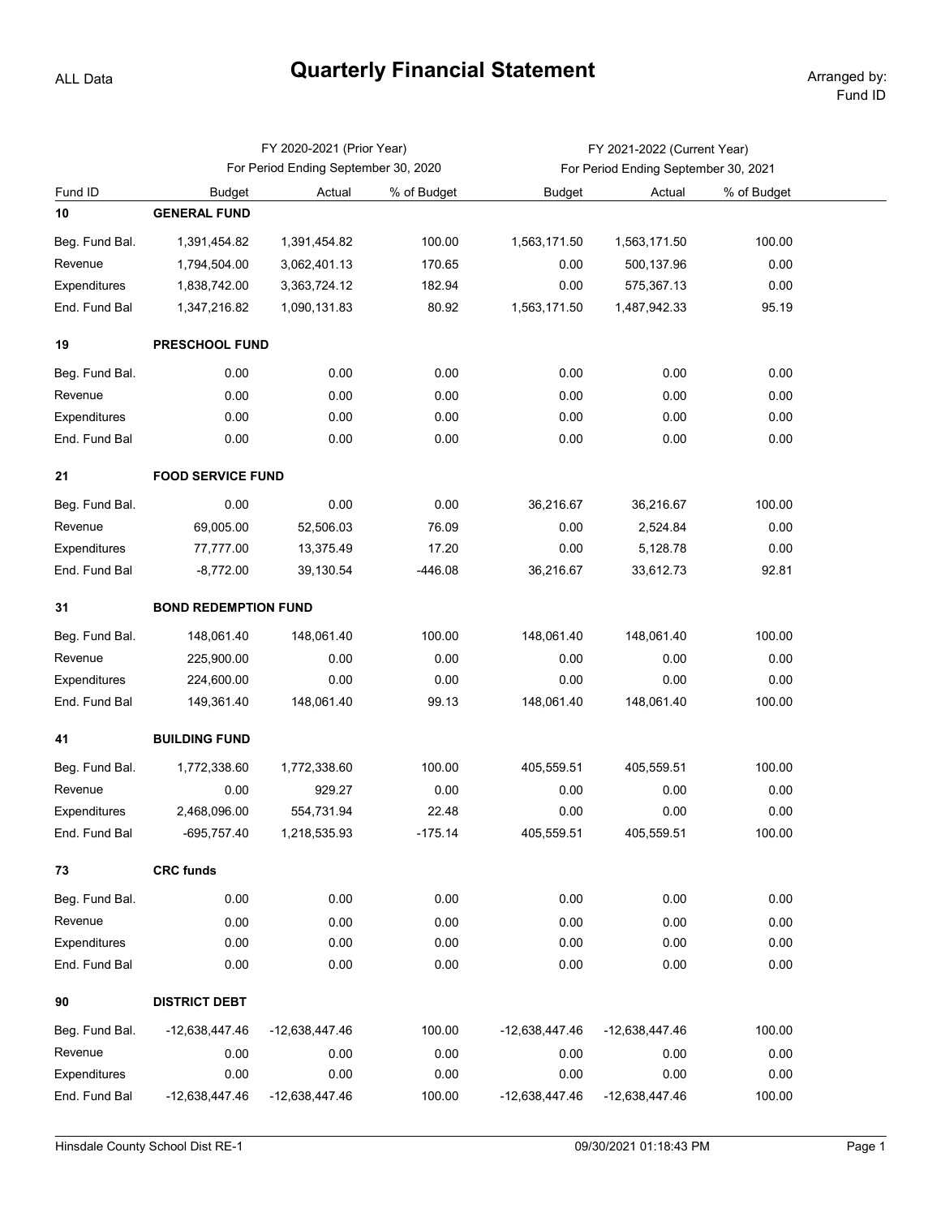ALL Data

# Quarterly Financial Statement

Arranged by: Fund ID

| Fund ID | FY 2020-2021 (Prior Year) For Period Ending September 30, 2020 | | | FY 2021-2022 (Current Year) For Period Ending September 30, 2021 | | |
|---|---|---|---|---|---|---|
| | Budget | Actual | % of Budget | Budget | Actual | % of Budget |
| **10** | **GENERAL FUND** | | | | | |
| Beg. Fund Bal. | 1,391,454.82 | 1,391,454.82 | 100.00 | 1,563,171.50 | 1,563,171.50 | 100.00 |
| Revenue | 1,794,504.00 | 3,062,401.13 | 170.65 | 0.00 | 500,137.96 | 0.00 |
| Expenditures | 1,838,742.00 | 3,363,724.12 | 182.94 | 0.00 | 575,367.13 | 0.00 |
| End. Fund Bal | 1,347,216.82 | 1,090,131.83 | 80.92 | 1,563,171.50 | 1,487,942.33 | 95.19 |
| **19** | **PRESCHOOL FUND** | | | | | |
| Beg. Fund Bal. | 0.00 | 0.00 | 0.00 | 0.00 | 0.00 | 0.00 |
| Revenue | 0.00 | 0.00 | 0.00 | 0.00 | 0.00 | 0.00 |
| Expenditures | 0.00 | 0.00 | 0.00 | 0.00 | 0.00 | 0.00 |
| End. Fund Bal | 0.00 | 0.00 | 0.00 | 0.00 | 0.00 | 0.00 |
| **21** | **FOOD SERVICE FUND** | | | | | |
| Beg. Fund Bal. | 0.00 | 0.00 | 0.00 | 36,216.67 | 36,216.67 | 100.00 |
| Revenue | 69,005.00 | 52,506.03 | 76.09 | 0.00 | 2,524.84 | 0.00 |
| Expenditures | 77,777.00 | 13,375.49 | 17.20 | 0.00 | 5,128.78 | 0.00 |
| End. Fund Bal | -8,772.00 | 39,130.54 | -446.08 | 36,216.67 | 33,612.73 | 92.81 |
| **31** | **BOND REDEMPTION FUND** | | | | | |
| Beg. Fund Bal. | 148,061.40 | 148,061.40 | 100.00 | 148,061.40 | 148,061.40 | 100.00 |
| Revenue | 225,900.00 | 0.00 | 0.00 | 0.00 | 0.00 | 0.00 |
| Expenditures | 224,600.00 | 0.00 | 0.00 | 0.00 | 0.00 | 0.00 |
| End. Fund Bal | 149,361.40 | 148,061.40 | 99.13 | 148,061.40 | 148,061.40 | 100.00 |
| **41** | **BUILDING FUND** | | | | | |
| Beg. Fund Bal. | 1,772,338.60 | 1,772,338.60 | 100.00 | 405,559.51 | 405,559.51 | 100.00 |
| Revenue | 0.00 | 929.27 | 0.00 | 0.00 | 0.00 | 0.00 |
| Expenditures | 2,468,096.00 | 554,731.94 | 22.48 | 0.00 | 0.00 | 0.00 |
| End. Fund Bal | -695,757.40 | 1,218,535.93 | -175.14 | 405,559.51 | 405,559.51 | 100.00 |
| **73** | **CRC funds** | | | | | |
| Beg. Fund Bal. | 0.00 | 0.00 | 0.00 | 0.00 | 0.00 | 0.00 |
| Revenue | 0.00 | 0.00 | 0.00 | 0.00 | 0.00 | 0.00 |
| Expenditures | 0.00 | 0.00 | 0.00 | 0.00 | 0.00 | 0.00 |
| End. Fund Bal | 0.00 | 0.00 | 0.00 | 0.00 | 0.00 | 0.00 |
| **90** | **DISTRICT DEBT** | | | | | |
| Beg. Fund Bal. | -12,638,447.46 | -12,638,447.46 | 100.00 | -12,638,447.46 | -12,638,447.46 | 100.00 |
| Revenue | 0.00 | 0.00 | 0.00 | 0.00 | 0.00 | 0.00 |
| Expenditures | 0.00 | 0.00 | 0.00 | 0.00 | 0.00 | 0.00 |
| End. Fund Bal | -12,638,447.46 | -12,638,447.46 | 100.00 | -12,638,447.46 | -12,638,447.46 | 100.00 |

Hinsdale County School Dist RE-1 09/30/2021 01:18:43 PM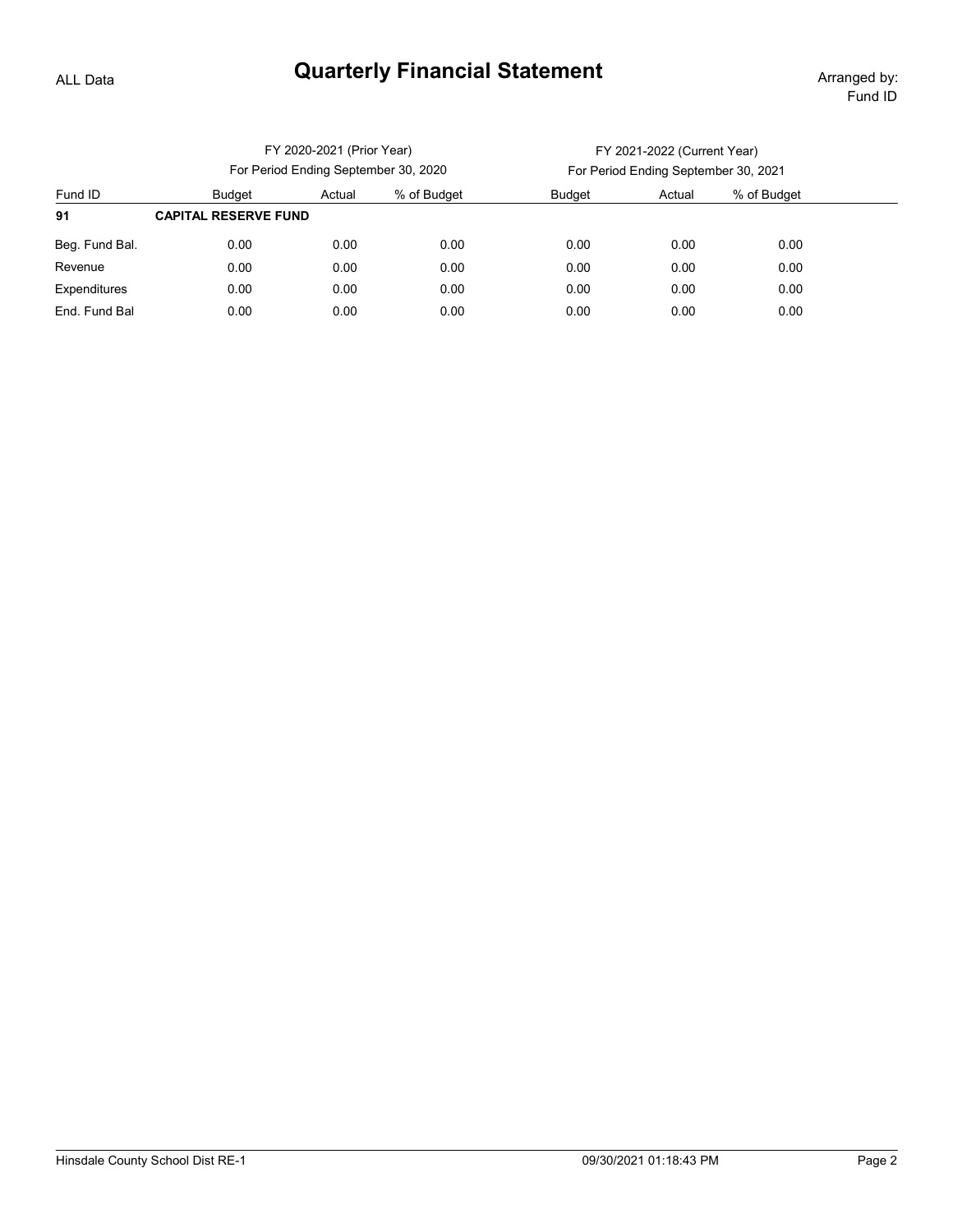# Quarterly Financial Statement

ALL Data

Arranged by: Fund ID

| | FY 2020-2021 (Prior Year) For Period Ending September 30, 2020 | | | FY 2021-2022 (Current Year) For Period Ending September 30, 2021 | | |
|---|---|---|---|---|---|---|
| Fund ID | Budget | Actual | % of Budget | Budget | Actual | % of Budget |
| **91** | **CAPITAL RESERVE FUND** | | | | | |
| Beg. Fund Bal. | 0.00 | 0.00 | 0.00 | 0.00 | 0.00 | 0.00 |
| Revenue | 0.00 | 0.00 | 0.00 | 0.00 | 0.00 | 0.00 |
| Expenditures | 0.00 | 0.00 | 0.00 | 0.00 | 0.00 | 0.00 |
| End. Fund Bal | 0.00 | 0.00 | 0.00 | 0.00 | 0.00 | 0.00 |

Hinsdale County School Dist RE-1 — 09/30/2021 01:18:43 PM